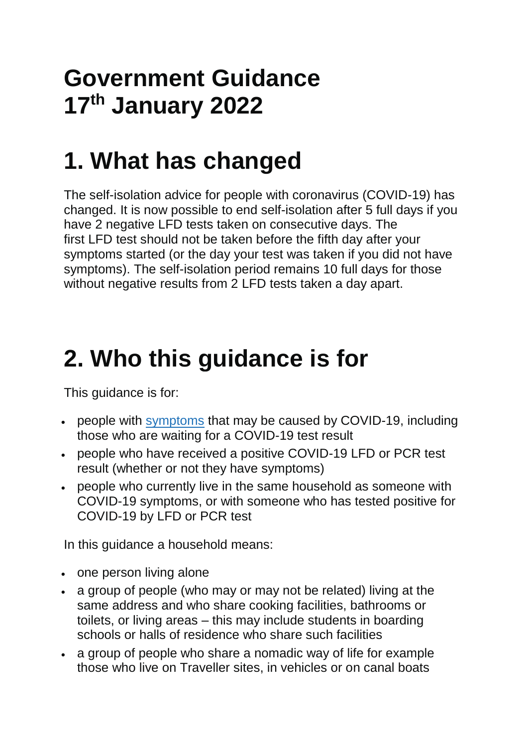# Government Guidance
# 17th January 2022

## 1. What has changed

The self-isolation advice for people with coronavirus (COVID-19) has changed. It is now possible to end self-isolation after 5 full days if you have 2 negative LFD tests taken on consecutive days. The first LFD test should not be taken before the fifth day after your symptoms started (or the day your test was taken if you did not have symptoms). The self-isolation period remains 10 full days for those without negative results from 2 LFD tests taken a day apart.

## 2. Who this guidance is for

This guidance is for:

- people with symptoms that may be caused by COVID-19, including those who are waiting for a COVID-19 test result
- people who have received a positive COVID-19 LFD or PCR test result (whether or not they have symptoms)
- people who currently live in the same household as someone with COVID-19 symptoms, or with someone who has tested positive for COVID-19 by LFD or PCR test

In this guidance a household means:

- one person living alone
- a group of people (who may or may not be related) living at the same address and who share cooking facilities, bathrooms or toilets, or living areas – this may include students in boarding schools or halls of residence who share such facilities
- a group of people who share a nomadic way of life for example those who live on Traveller sites, in vehicles or on canal boats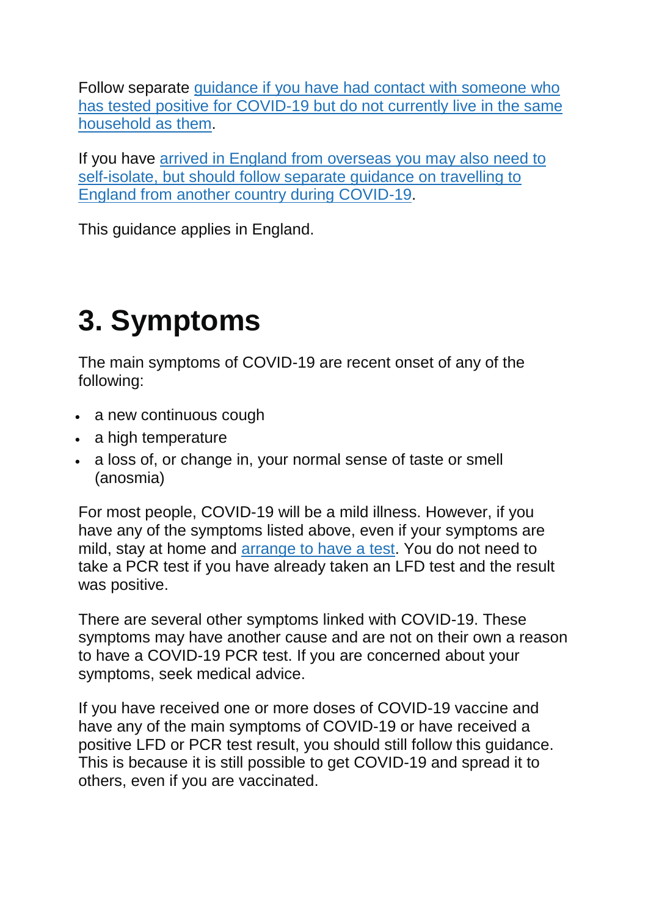Follow separate guidance if you have had contact with someone who has tested positive for COVID-19 but do not currently live in the same household as them.

If you have arrived in England from overseas you may also need to self-isolate, but should follow separate guidance on travelling to England from another country during COVID-19.

This guidance applies in England.

# 3. Symptoms

The main symptoms of COVID-19 are recent onset of any of the following:

- a new continuous cough
- a high temperature
- a loss of, or change in, your normal sense of taste or smell (anosmia)

For most people, COVID-19 will be a mild illness. However, if you have any of the symptoms listed above, even if your symptoms are mild, stay at home and arrange to have a test. You do not need to take a PCR test if you have already taken an LFD test and the result was positive.

There are several other symptoms linked with COVID-19. These symptoms may have another cause and are not on their own a reason to have a COVID-19 PCR test. If you are concerned about your symptoms, seek medical advice.

If you have received one or more doses of COVID-19 vaccine and have any of the main symptoms of COVID-19 or have received a positive LFD or PCR test result, you should still follow this guidance. This is because it is still possible to get COVID-19 and spread it to others, even if you are vaccinated.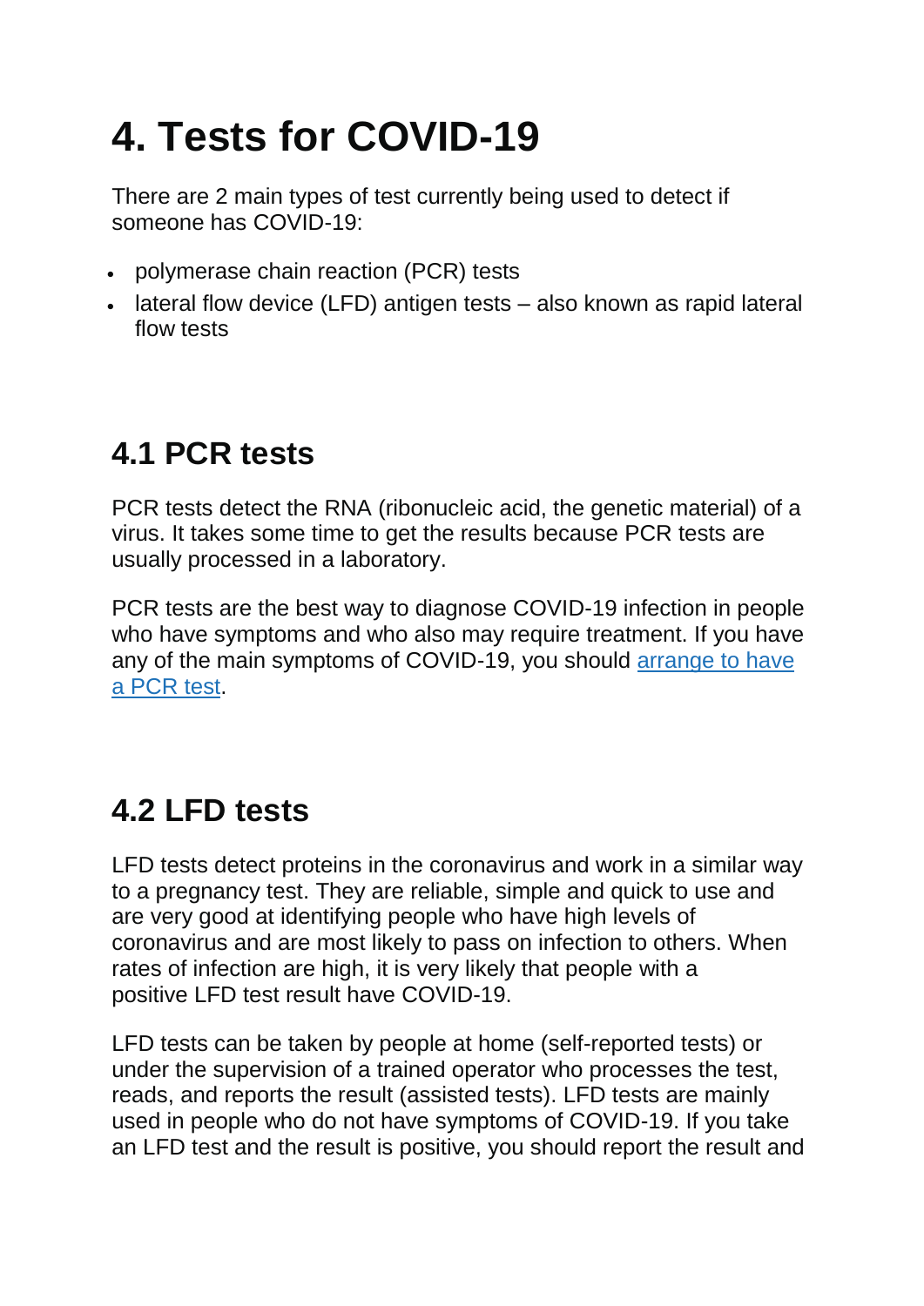# 4. Tests for COVID-19

There are 2 main types of test currently being used to detect if someone has COVID-19:

- polymerase chain reaction (PCR) tests
- lateral flow device (LFD) antigen tests – also known as rapid lateral flow tests

## 4.1 PCR tests

PCR tests detect the RNA (ribonucleic acid, the genetic material) of a virus. It takes some time to get the results because PCR tests are usually processed in a laboratory.

PCR tests are the best way to diagnose COVID-19 infection in people who have symptoms and who also may require treatment. If you have any of the main symptoms of COVID-19, you should arrange to have a PCR test.

## 4.2 LFD tests

LFD tests detect proteins in the coronavirus and work in a similar way to a pregnancy test. They are reliable, simple and quick to use and are very good at identifying people who have high levels of coronavirus and are most likely to pass on infection to others. When rates of infection are high, it is very likely that people with a positive LFD test result have COVID-19.

LFD tests can be taken by people at home (self-reported tests) or under the supervision of a trained operator who processes the test, reads, and reports the result (assisted tests). LFD tests are mainly used in people who do not have symptoms of COVID-19. If you take an LFD test and the result is positive, you should report the result and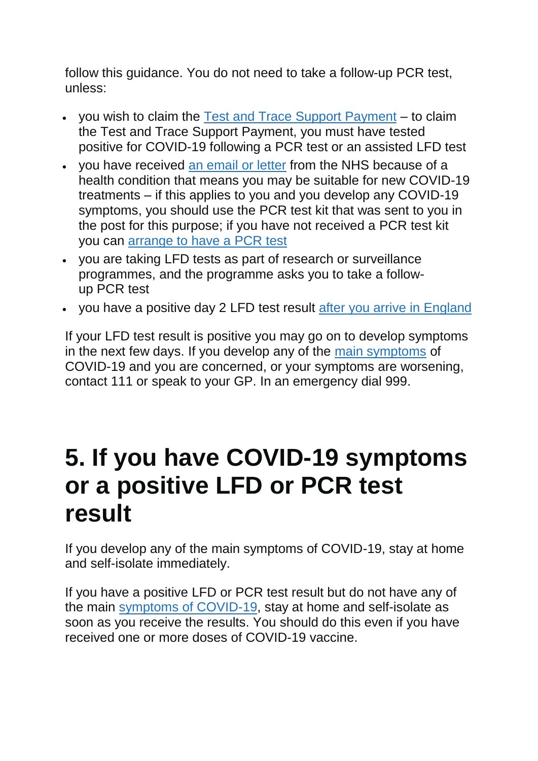follow this guidance. You do not need to take a follow-up PCR test, unless:

- you wish to claim the [Test and Trace Support Payment]() – to claim the Test and Trace Support Payment, you must have tested positive for COVID-19 following a PCR test or an assisted LFD test
- you have received [an email or letter]() from the NHS because of a health condition that means you may be suitable for new COVID-19 treatments – if this applies to you and you develop any COVID-19 symptoms, you should use the PCR test kit that was sent to you in the post for this purpose; if you have not received a PCR test kit you can [arrange to have a PCR test]()
- you are taking LFD tests as part of research or surveillance programmes, and the programme asks you to take a follow-up PCR test
- you have a positive day 2 LFD test result [after you arrive in England]()

If your LFD test result is positive you may go on to develop symptoms in the next few days. If you develop any of the [main symptoms]() of COVID-19 and you are concerned, or your symptoms are worsening, contact 111 or speak to your GP. In an emergency dial 999.

## 5. If you have COVID-19 symptoms or a positive LFD or PCR test result

If you develop any of the main symptoms of COVID-19, stay at home and self-isolate immediately.

If you have a positive LFD or PCR test result but do not have any of the main [symptoms of COVID-19](), stay at home and self-isolate as soon as you receive the results. You should do this even if you have received one or more doses of COVID-19 vaccine.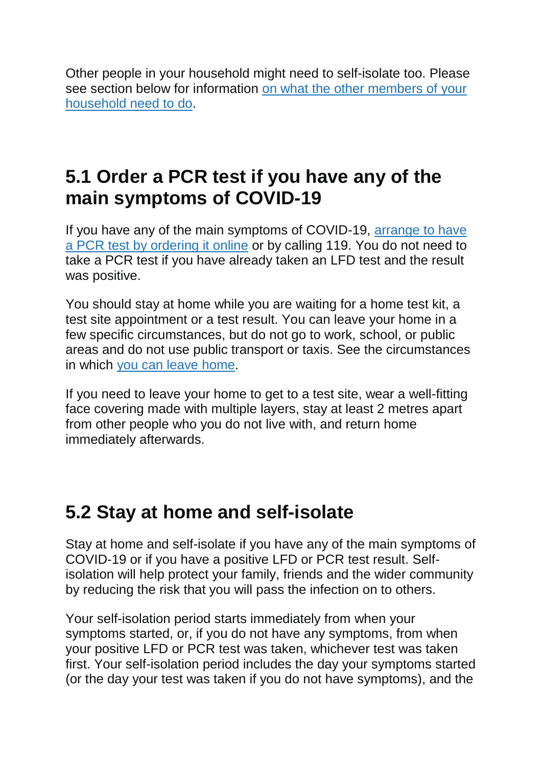Other people in your household might need to self-isolate too. Please see section below for information on what the other members of your household need to do.

## 5.1 Order a PCR test if you have any of the main symptoms of COVID-19

If you have any of the main symptoms of COVID-19, arrange to have a PCR test by ordering it online or by calling 119. You do not need to take a PCR test if you have already taken an LFD test and the result was positive.

You should stay at home while you are waiting for a home test kit, a test site appointment or a test result. You can leave your home in a few specific circumstances, but do not go to work, school, or public areas and do not use public transport or taxis. See the circumstances in which you can leave home.

If you need to leave your home to get to a test site, wear a well-fitting face covering made with multiple layers, stay at least 2 metres apart from other people who you do not live with, and return home immediately afterwards.

## 5.2 Stay at home and self-isolate

Stay at home and self-isolate if you have any of the main symptoms of COVID-19 or if you have a positive LFD or PCR test result. Self-isolation will help protect your family, friends and the wider community by reducing the risk that you will pass the infection on to others.

Your self-isolation period starts immediately from when your symptoms started, or, if you do not have any symptoms, from when your positive LFD or PCR test was taken, whichever test was taken first. Your self-isolation period includes the day your symptoms started (or the day your test was taken if you do not have symptoms), and the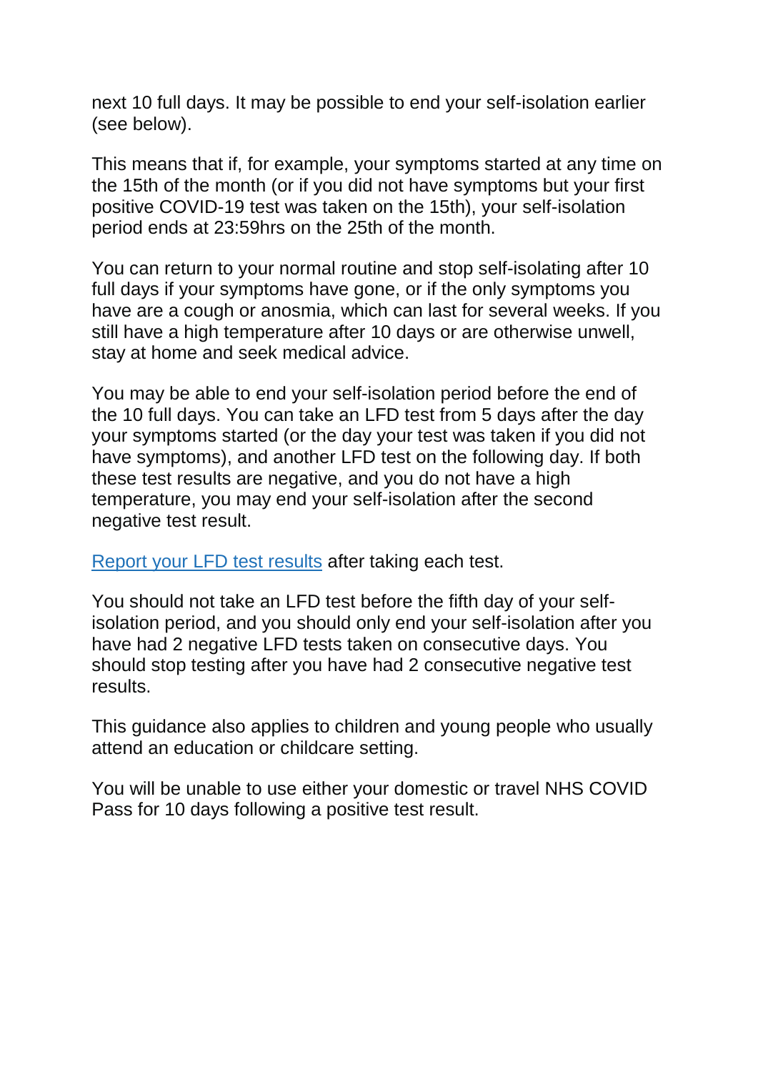next 10 full days. It may be possible to end your self-isolation earlier (see below).

This means that if, for example, your symptoms started at any time on the 15th of the month (or if you did not have symptoms but your first positive COVID-19 test was taken on the 15th), your self-isolation period ends at 23:59hrs on the 25th of the month.

You can return to your normal routine and stop self-isolating after 10 full days if your symptoms have gone, or if the only symptoms you have are a cough or anosmia, which can last for several weeks. If you still have a high temperature after 10 days or are otherwise unwell, stay at home and seek medical advice.

You may be able to end your self-isolation period before the end of the 10 full days. You can take an LFD test from 5 days after the day your symptoms started (or the day your test was taken if you did not have symptoms), and another LFD test on the following day. If both these test results are negative, and you do not have a high temperature, you may end your self-isolation after the second negative test result.

Report your LFD test results after taking each test.

You should not take an LFD test before the fifth day of your self-isolation period, and you should only end your self-isolation after you have had 2 negative LFD tests taken on consecutive days. You should stop testing after you have had 2 consecutive negative test results.

This guidance also applies to children and young people who usually attend an education or childcare setting.

You will be unable to use either your domestic or travel NHS COVID Pass for 10 days following a positive test result.